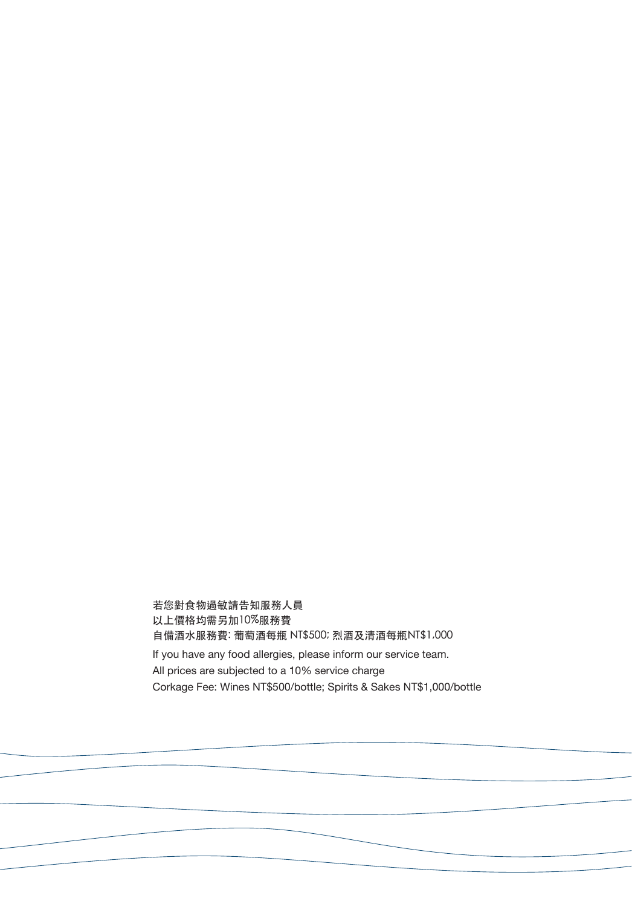若您對食物過敏請告知服務人員
以上價格均需另加10%服務費
自備酒水服務費: 葡萄酒每瓶 NT$500; 烈酒及清酒每瓶NT$1,000

If you have any food allergies, please inform our service team.
All prices are subjected to a 10% service charge
Corkage Fee: Wines NT$500/bottle; Spirits & Sakes NT$1,000/bottle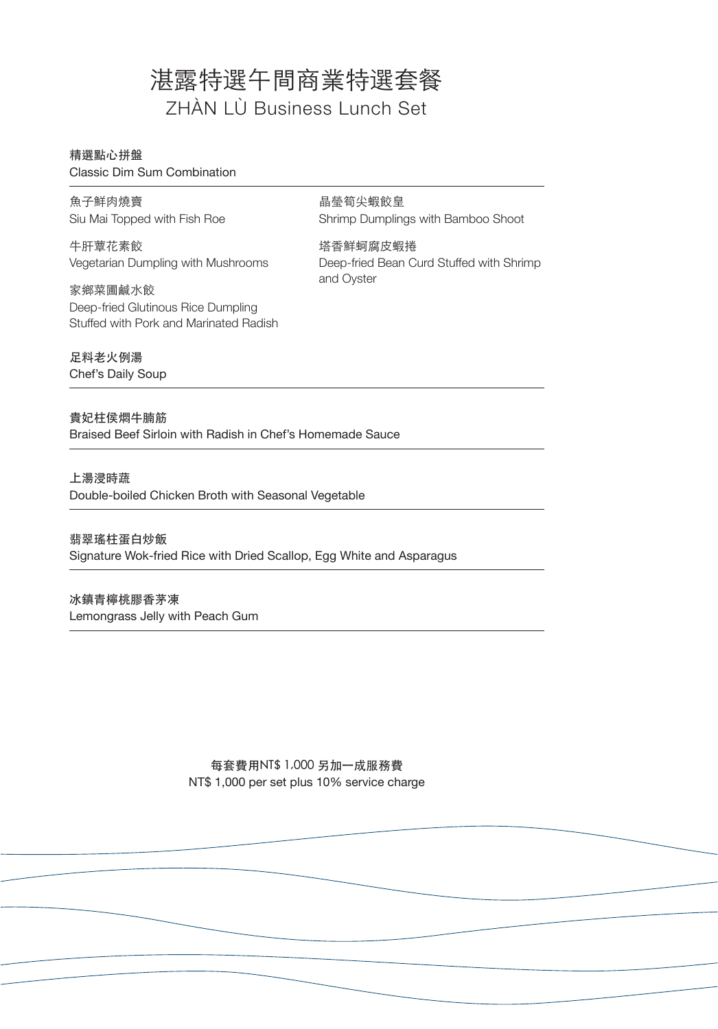# 湛露特選午間商業特選套餐

## ZHÀN LÙ Business Lunch Set

**精選點心拼盤**
Classic Dim Sum Combination

魚子鮮肉燒賣
Siu Mai Topped with Fish Roe

牛肝蕈花素餃
Vegetarian Dumpling with Mushrooms

家鄉菜圃鹹水餃
Deep-fried Glutinous Rice Dumpling Stuffed with Pork and Marinated Radish

晶瑩筍尖蝦餃皇
Shrimp Dumplings with Bamboo Shoot

塔香鮮蚵腐皮蝦捲
Deep-fried Bean Curd Stuffed with Shrimp and Oyster

**足料老火例湯**
Chef's Daily Soup

---

**貴妃柱侯燜牛腩筋**
Braised Beef Sirloin with Radish in Chef's Homemade Sauce

---

**上湯浸時蔬**
Double-boiled Chicken Broth with Seasonal Vegetable

---

**翡翠瑤柱蛋白炒飯**
Signature Wok-fried Rice with Dried Scallop, Egg White and Asparagus

---

**冰鎮青檸桃膠香茅凍**
Lemongrass Jelly with Peach Gum

---

每套費用NT$ 1,000 另加一成服務費
NT$ 1,000 per set plus 10% service charge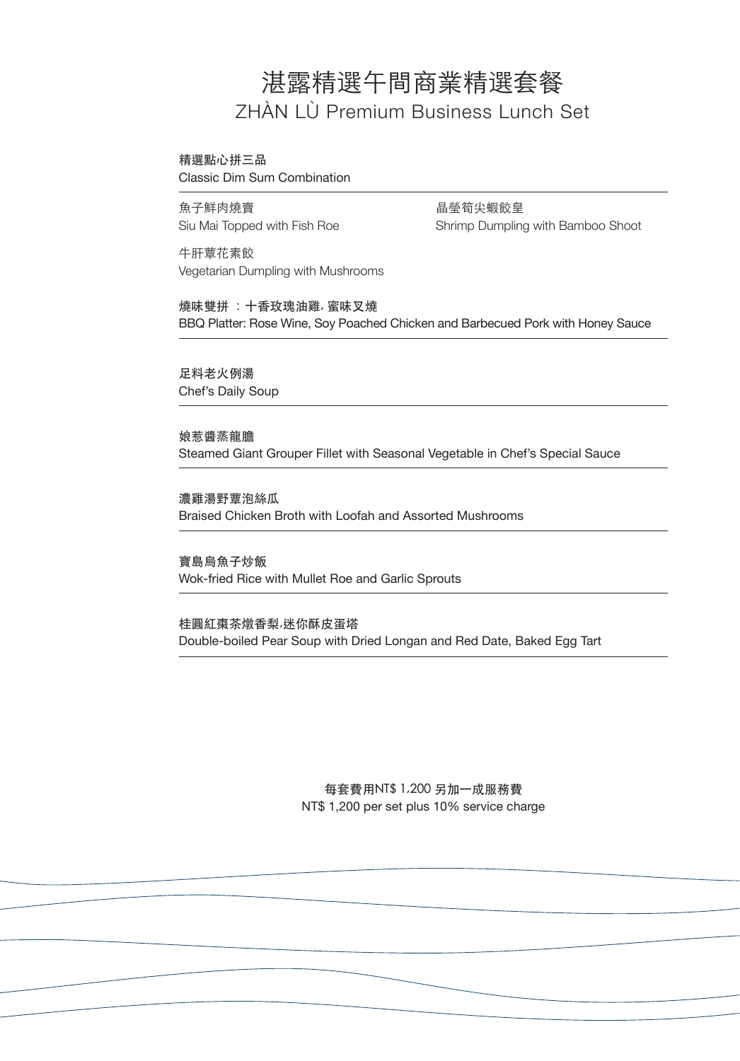# 湛露精選午間商業精選套餐

## ZHÀN LÙ Premium Business Lunch Set

**精選點心拼三品**
Classic Dim Sum Combination

魚子鮮肉燒賣
Siu Mai Topped with Fish Roe

晶瑩筍尖蝦餃皇
Shrimp Dumpling with Bamboo Shoot

牛肝蕈花素餃
Vegetarian Dumpling with Mushrooms

**燒味雙拼 ：十香玫瑰油雞，蜜味叉燒**
BBQ Platter: Rose Wine, Soy Poached Chicken and Barbecued Pork with Honey Sauce

---

**足料老火例湯**
Chef's Daily Soup

---

**娘惹醬蒸龍膽**
Steamed Giant Grouper Fillet with Seasonal Vegetable in Chef's Special Sauce

---

**濃雞湯野蕈泡絲瓜**
Braised Chicken Broth with Loofah and Assorted Mushrooms

---

**寶島烏魚子炒飯**
Wok-fried Rice with Mullet Roe and Garlic Sprouts

---

**桂圓紅棗茶燉香梨，迷你酥皮蛋塔**
Double-boiled Pear Soup with Dried Longan and Red Date, Baked Egg Tart

---

**每套費用NT$ 1,200 另加一成服務費**
NT$ 1,200 per set plus 10% service charge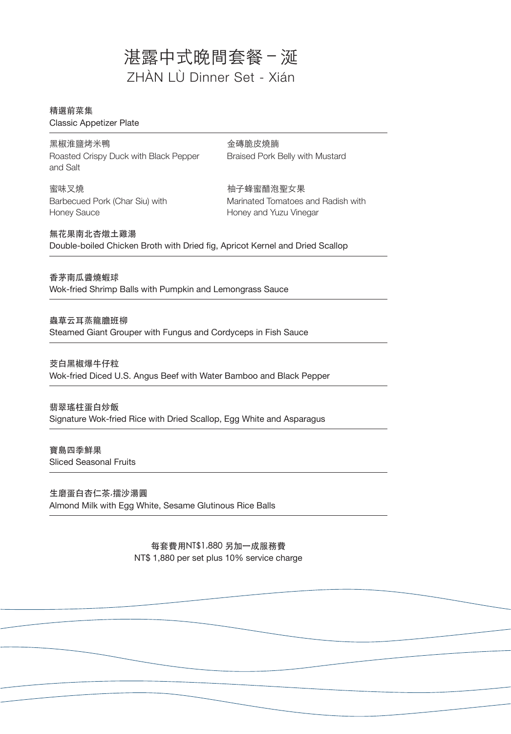# 湛露中式晚間套餐－涎
## ZHÀN LÙ Dinner Set - Xián

**精選前菜集**
Classic Appetizer Plate

黑椒淮鹽烤米鴨
Roasted Crispy Duck with Black Pepper and Salt

金磚脆皮燒腩
Braised Pork Belly with Mustard

蜜味叉燒
Barbecued Pork (Char Siu) with Honey Sauce

柚子蜂蜜醋泡聖女果
Marinated Tomatoes and Radish with Honey and Yuzu Vinegar

**無花果南北杏燉土雞湯**
Double-boiled Chicken Broth with Dried fig, Apricot Kernel and Dried Scallop

---

**香茅南瓜醬燒蝦球**
Wok-fried Shrimp Balls with Pumpkin and Lemongrass Sauce

---

**蟲草云耳蒸龍膽班柳**
Steamed Giant Grouper with Fungus and Cordyceps in Fish Sauce

---

**茭白黑椒爆牛仔粒**
Wok-fried Diced U.S. Angus Beef with Water Bamboo and Black Pepper

---

**翡翠瑤柱蛋白炒飯**
Signature Wok-fried Rice with Dried Scallop, Egg White and Asparagus

---

**寶島四季鮮果**
Sliced Seasonal Fruits

---

**生磨蛋白杏仁茶.擂沙湯圓**
Almond Milk with Egg White, Sesame Glutinous Rice Balls

---

每套費用NT$1,880 另加一成服務費
NT$ 1,880 per set plus 10% service charge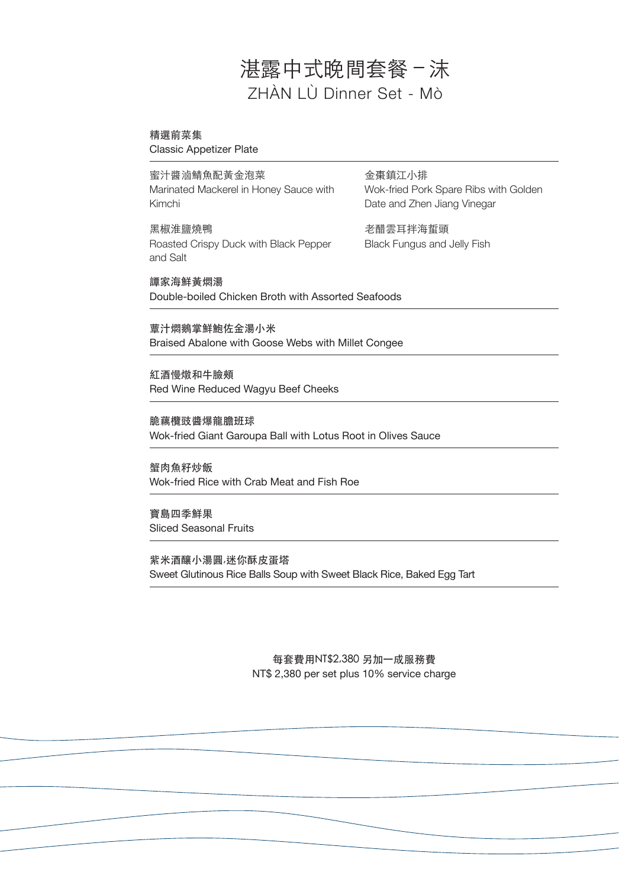# 湛露中式晚間套餐－沬
## ZHÀN LÙ Dinner Set - Mò

**精選前菜集**
**Classic Appetizer Plate**

蜜汁醬滷鯖魚配黃金泡菜
Marinated Mackerel in Honey Sauce with Kimchi

金棗鎮江小排
Wok-fried Pork Spare Ribs with Golden Date and Zhen Jiang Vinegar

黑椒准鹽燒鴨
Roasted Crispy Duck with Black Pepper and Salt

老醋雲耳拌海蜇頭
Black Fungus and Jelly Fish

**譚家海鮮黃燜湯**
**Double-boiled Chicken Broth with Assorted Seafoods**

**蕈汁燜鵝掌鮮鮑佐金湯小米**
**Braised Abalone with Goose Webs with Millet Congee**

**紅酒慢燉和牛臉頰**
**Red Wine Reduced Wagyu Beef Cheeks**

**脆藕欖豉醬爆龍膽班球**
**Wok-fried Giant Garoupa Ball with Lotus Root in Olives Sauce**

**蟹肉魚籽炒飯**
**Wok-fried Rice with Crab Meat and Fish Roe**

**寶島四季鮮果**
**Sliced Seasonal Fruits**

**紫米酒釀小湯圓,迷你酥皮蛋塔**
**Sweet Glutinous Rice Balls Soup with Sweet Black Rice, Baked Egg Tart**

每套費用NT$2,380 另加一成服務費
NT$ 2,380 per set plus 10% service charge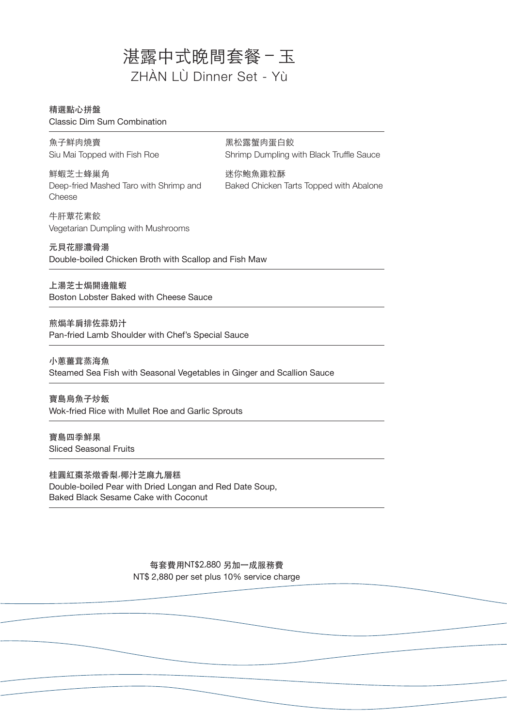# 湛露中式晚間套餐－玉
## ZHÀN LÙ Dinner Set - Yù

**精選點心拼盤**
Classic Dim Sum Combination

魚子鮮肉燒賣
Siu Mai Topped with Fish Roe

黑松露蟹肉蛋白餃
Shrimp Dumpling with Black Truffle Sauce

鮮蝦芝士蜂巢角
Deep-fried Mashed Taro with Shrimp and Cheese

迷你鮑魚雞粒酥
Baked Chicken Tarts Topped with Abalone

牛肝蕈花素餃
Vegetarian Dumpling with Mushrooms

**元貝花膠濃骨湯**
Double-boiled Chicken Broth with Scallop and Fish Maw

---

**上湯芝士焗開邊龍蝦**
Boston Lobster Baked with Cheese Sauce

---

**煎焗羊肩排佐蒜奶汁**
Pan-fried Lamb Shoulder with Chef's Special Sauce

---

**小蔥薑茸蒸海魚**
Steamed Sea Fish with Seasonal Vegetables in Ginger and Scallion Sauce

---

**寶島烏魚子炒飯**
Wok-fried Rice with Mullet Roe and Garlic Sprouts

---

**寶島四季鮮果**
Sliced Seasonal Fruits

---

**桂圓紅棗茶燉香梨,椰汁芝麻九層糕**
Double-boiled Pear with Dried Longan and Red Date Soup,
Baked Black Sesame Cake with Coconut

---

每套費用NT$2,880 另加一成服務費
NT$ 2,880 per set plus 10% service charge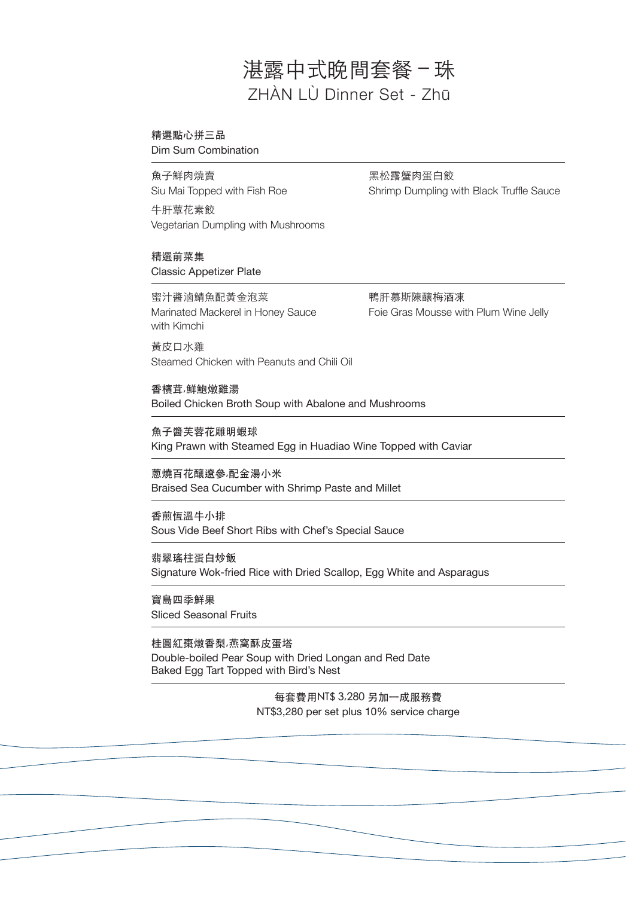# 湛露中式晚間套餐 – 珠

## ZHÀN LÙ Dinner Set - Zhū

**精選點心拼三品**
**Dim Sum Combination**

魚子鮮肉燒賣
Siu Mai Topped with Fish Roe

黑松露蟹肉蛋白餃
Shrimp Dumpling with Black Truffle Sauce

牛肝蕈花素餃
Vegetarian Dumpling with Mushrooms

**精選前菜集**
**Classic Appetizer Plate**

蜜汁醬滷鯖魚配黃金泡菜
Marinated Mackerel in Honey Sauce with Kimchi

鴨肝慕斯陳釀梅酒凍
Foie Gras Mousse with Plum Wine Jelly

黃皮口水雞
Steamed Chicken with Peanuts and Chili Oil

**香檳茸,鮮鮑燉雞湯**
Boiled Chicken Broth Soup with Abalone and Mushrooms

**魚子醬芙蓉花雕明蝦球**
King Prawn with Steamed Egg in Huadiao Wine Topped with Caviar

**蔥燒百花釀遼參,配金湯小米**
Braised Sea Cucumber with Shrimp Paste and Millet

**香煎恆溫牛小排**
Sous Vide Beef Short Ribs with Chef's Special Sauce

**翡翠瑤柱蛋白炒飯**
Signature Wok-fried Rice with Dried Scallop, Egg White and Asparagus

**寶島四季鮮果**
Sliced Seasonal Fruits

**桂圓紅棗燉香梨,燕窩酥皮蛋塔**
Double-boiled Pear Soup with Dried Longan and Red Date
Baked Egg Tart Topped with Bird's Nest

每套費用NT$ 3,280 另加一成服務費
NT$3,280 per set plus 10% service charge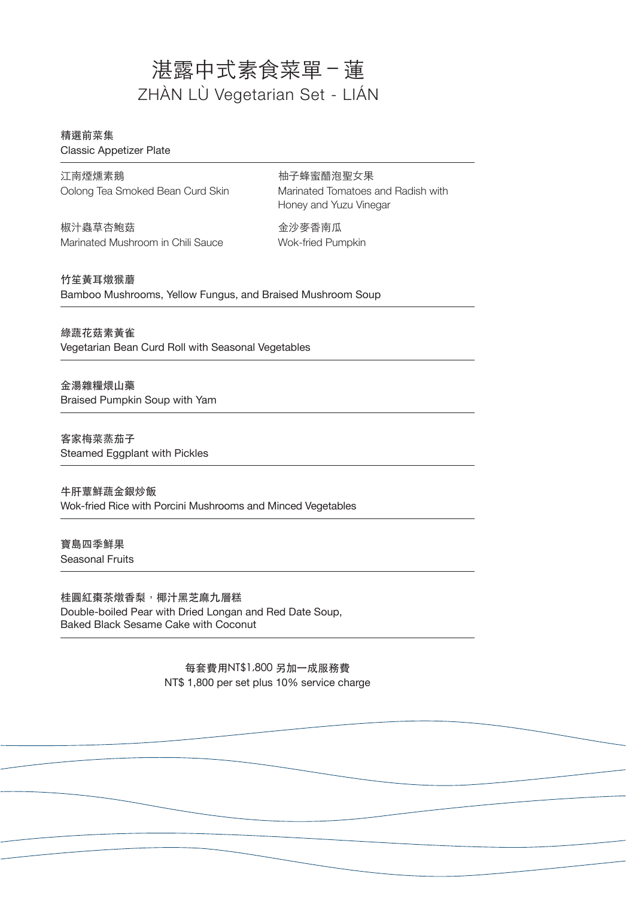# 湛露中式素食菜單－蓮
ZHÀN LÙ Vegetarian Set - LIÁN

**精選前菜集**
Classic Appetizer Plate

江南煙燻素鵝
Oolong Tea Smoked Bean Curd Skin

柚子蜂蜜醋泡聖女果
Marinated Tomatoes and Radish with Honey and Yuzu Vinegar

椒汁蟲草杏鮑菇
Marinated Mushroom in Chili Sauce

金沙麥香南瓜
Wok-fried Pumpkin

**竹笙黃耳燉猴蘑**
Bamboo Mushrooms, Yellow Fungus, and Braised Mushroom Soup

**綠蔬花菇素黃雀**
Vegetarian Bean Curd Roll with Seasonal Vegetables

**金湯雜糧煨山藥**
Braised Pumpkin Soup with Yam

**客家梅菜蒸茄子**
Steamed Eggplant with Pickles

**牛肝蕈鮮蔬金銀炒飯**
Wok-fried Rice with Porcini Mushrooms and Minced Vegetables

**寶島四季鮮果**
Seasonal Fruits

**桂圓紅棗茶燉香梨，椰汁黑芝麻九層糕**
Double-boiled Pear with Dried Longan and Red Date Soup,
Baked Black Sesame Cake with Coconut

每套費用NT$1,800 另加一成服務費
NT$ 1,800 per set plus 10% service charge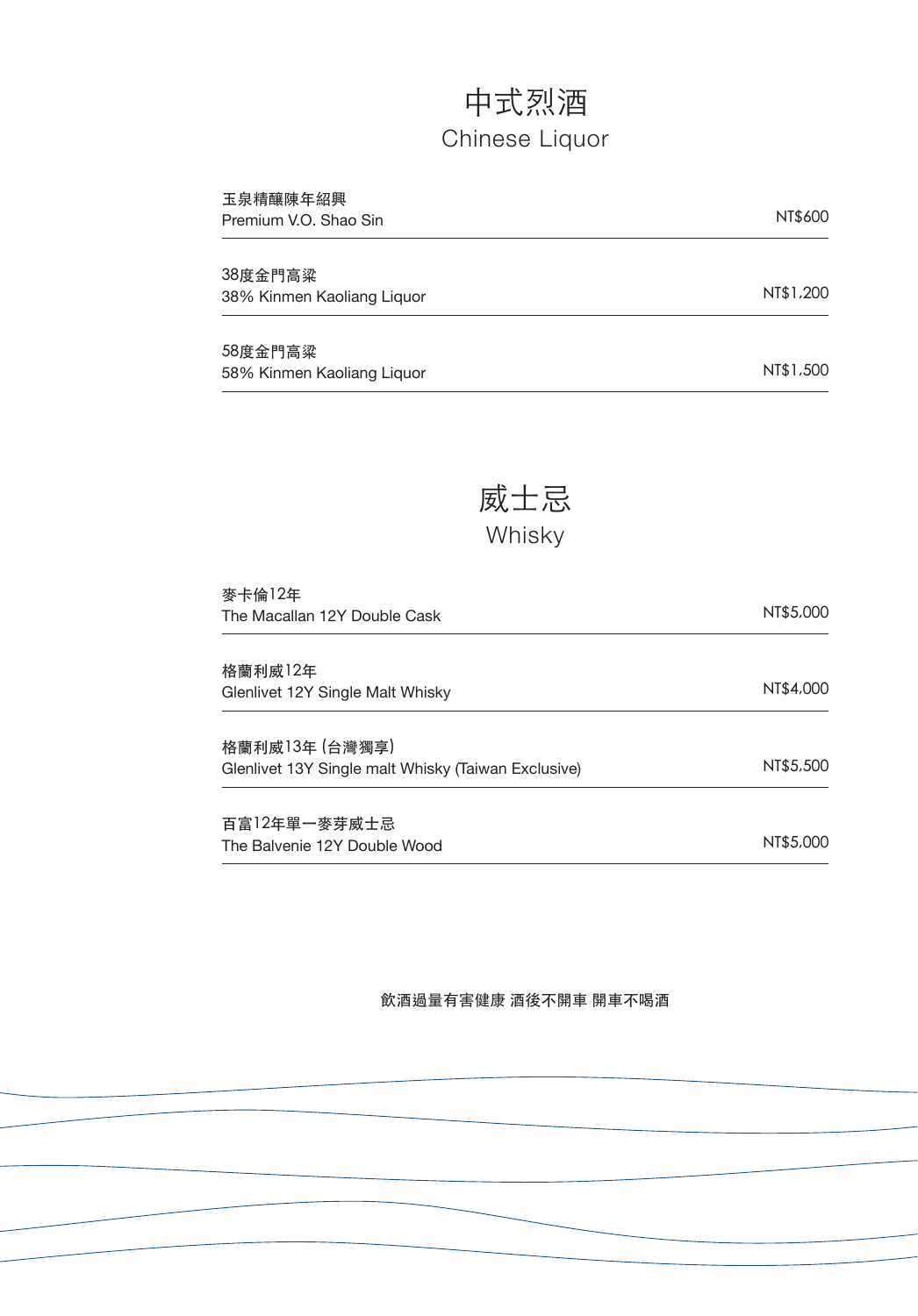# 中式烈酒
## Chinese Liquor

| Item | Price |
| --- | --- |
| 玉泉精釀陳年紹興<br>Premium V.O. Shao Sin | NT$600 |
| 38度金門高粱<br>38% Kinmen Kaoliang Liquor | NT$1,200 |
| 58度金門高粱<br>58% Kinmen Kaoliang Liquor | NT$1,500 |

# 威士忌
## Whisky

| Item | Price |
| --- | --- |
| 麥卡倫12年<br>The Macallan 12Y Double Cask | NT$5,000 |
| 格蘭利威12年<br>Glenlivet 12Y Single Malt Whisky | NT$4,000 |
| 格蘭利威13年 (台灣獨享)<br>Glenlivet 13Y Single malt Whisky (Taiwan Exclusive) | NT$5,500 |
| 百富12年單一麥芽威士忌<br>The Balvenie 12Y Double Wood | NT$5,000 |

飲酒過量有害健康 酒後不開車 開車不喝酒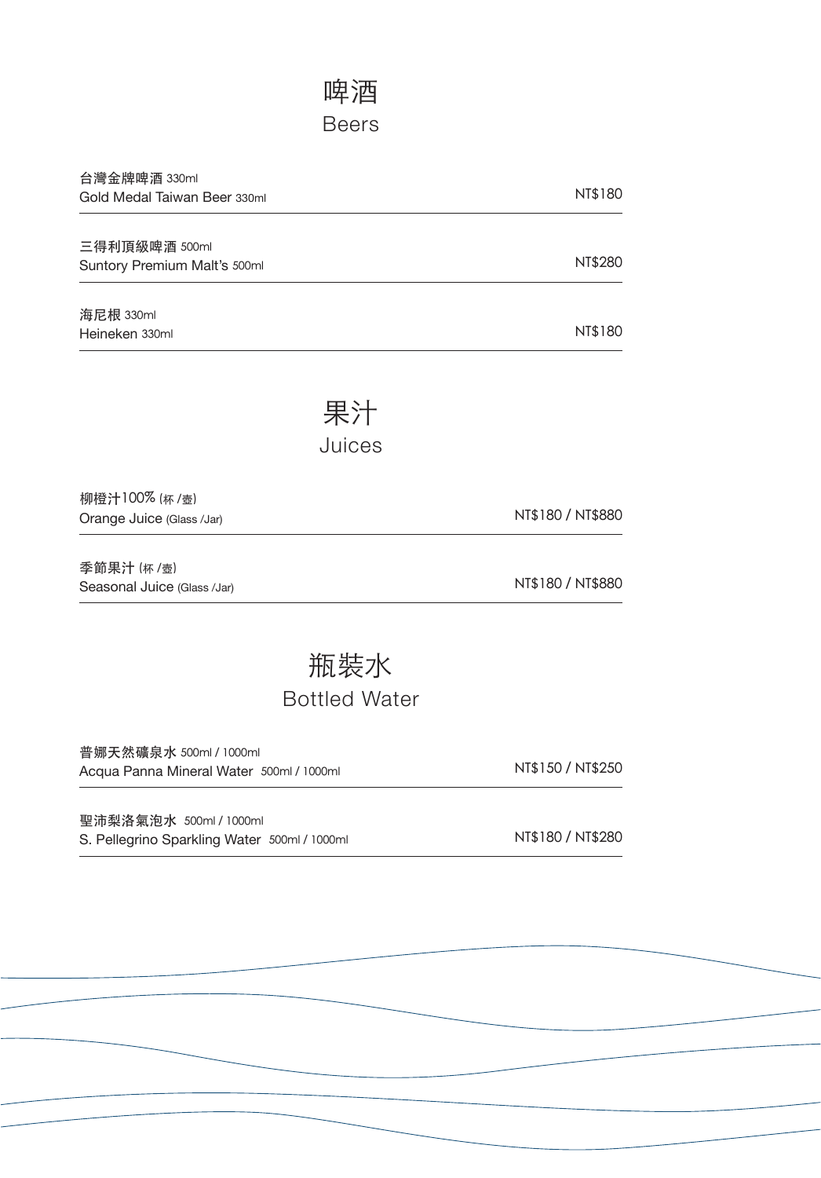# 啤酒
## Beers

| Item | Price |
|---|---|
| 台灣金牌啤酒 330ml<br>Gold Medal Taiwan Beer 330ml | NT$180 |
| 三得利頂級啤酒 500ml<br>Suntory Premium Malt's 500ml | NT$280 |
| 海尼根 330ml<br>Heineken 330ml | NT$180 |

# 果汁
## Juices

| Item | Price |
|---|---|
| 柳橙汁100% (杯 /壺)<br>Orange Juice (Glass /Jar) | NT$180 / NT$880 |
| 季節果汁 (杯 /壺)<br>Seasonal Juice (Glass /Jar) | NT$180 / NT$880 |

# 瓶裝水
## Bottled Water

| Item | Price |
|---|---|
| 普娜天然礦泉水 500ml / 1000ml<br>Acqua Panna Mineral Water 500ml / 1000ml | NT$150 / NT$250 |
| 聖沛梨洛氣泡水 500ml / 1000ml<br>S. Pellegrino Sparkling Water 500ml / 1000ml | NT$180 / NT$280 |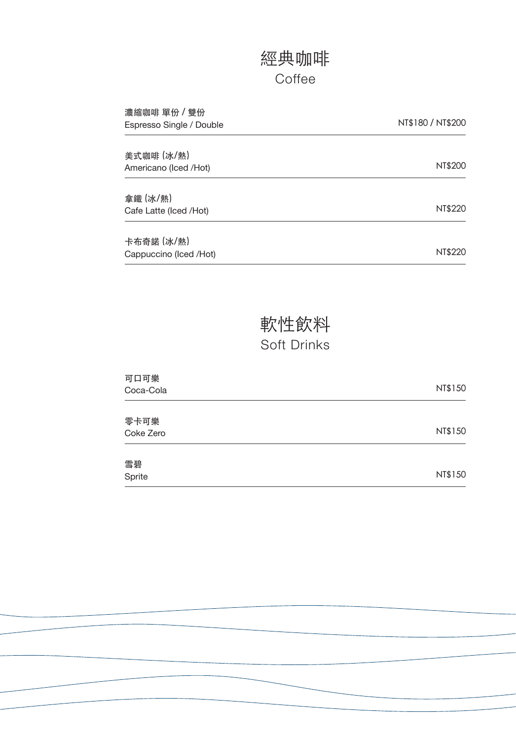# 經典咖啡
Coffee

| Item | Price |
|---|---|
| 濃縮咖啡 單份 / 雙份<br>Espresso Single / Double | NT$180 / NT$200 |
| 美式咖啡 (冰/熱)<br>Americano (Iced /Hot) | NT$200 |
| 拿鐵 (冰/熱)<br>Cafe Latte (Iced /Hot) | NT$220 |
| 卡布奇諾 (冰/熱)<br>Cappuccino (Iced /Hot) | NT$220 |

# 軟性飲料
Soft Drinks

| Item | Price |
|---|---|
| 可口可樂<br>Coca-Cola | NT$150 |
| 零卡可樂<br>Coke Zero | NT$150 |
| 雪碧<br>Sprite | NT$150 |